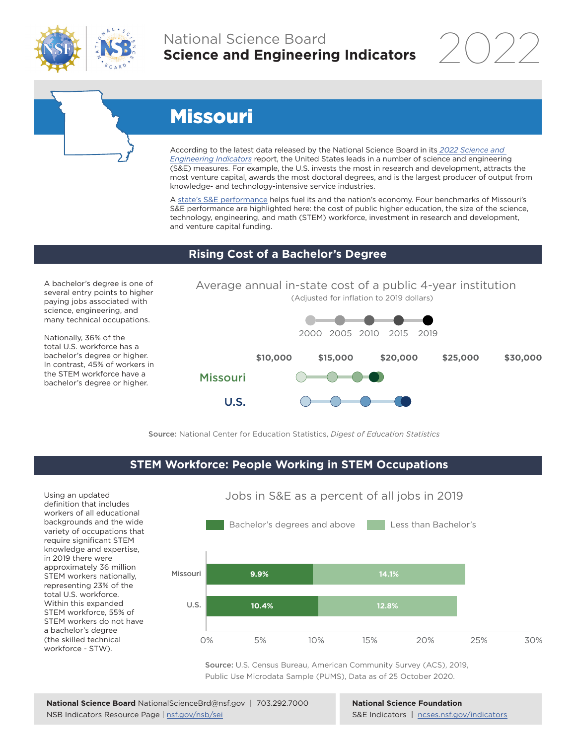National Science Board
**Science and Engineering Indicators** 2022

# Missouri

According to the latest data released by the National Science Board in its *2022 Science and Engineering Indicators* report, the United States leads in a number of science and engineering (S&E) measures. For example, the U.S. invests the most in research and development, attracts the most venture capital, awards the most doctoral degrees, and is the largest producer of output from knowledge- and technology-intensive service industries.

A state's S&E performance helps fuel its and the nation's economy. Four benchmarks of Missouri's S&E performance are highlighted here: the cost of public higher education, the size of the science, technology, engineering, and math (STEM) workforce, investment in research and development, and venture capital funding.

## Rising Cost of a Bachelor's Degree

A bachelor's degree is one of several entry points to higher paying jobs associated with science, engineering, and many technical occupations.

Nationally, 36% of the total U.S. workforce has a bachelor's degree or higher. In contrast, 45% of workers in the STEM workforce have a bachelor's degree or higher.

Average annual in-state cost of a public 4-year institution
(Adjusted for inflation to 2019 dollars)

2000 | 2005 | 2010 | 2015 | 2019

$10,000 | $15,000 | $20,000 | $25,000 | $30,000

Missouri

U.S.

**Source:** National Center for Education Statistics, *Digest of Education Statistics*

## STEM Workforce: People Working in STEM Occupations

Using an updated definition that includes workers of all educational backgrounds and the wide variety of occupations that require significant STEM knowledge and expertise, in 2019 there were approximately 36 million STEM workers nationally, representing 23% of the total U.S. workforce. Within this expanded STEM workforce, 55% of STEM workers do not have a bachelor's degree (the skilled technical workforce - STW).

Jobs in S&E as a percent of all jobs in 2019

| | Bachelor's degrees and above | Less than Bachelor's |
|---|---|---|
| Missouri | 9.9% | 14.1% |
| U.S. | 10.4% | 12.8% |

**Source:** U.S. Census Bureau, American Community Survey (ACS), 2019, Public Use Microdata Sample (PUMS), Data as of 25 October 2020.

**National Science Board** NationalScienceBrd@nsf.gov | 703.292.7000
NSB Indicators Resource Page | nsf.gov/nsb/sei

**National Science Foundation**
S&E Indicators | ncses.nsf.gov/indicators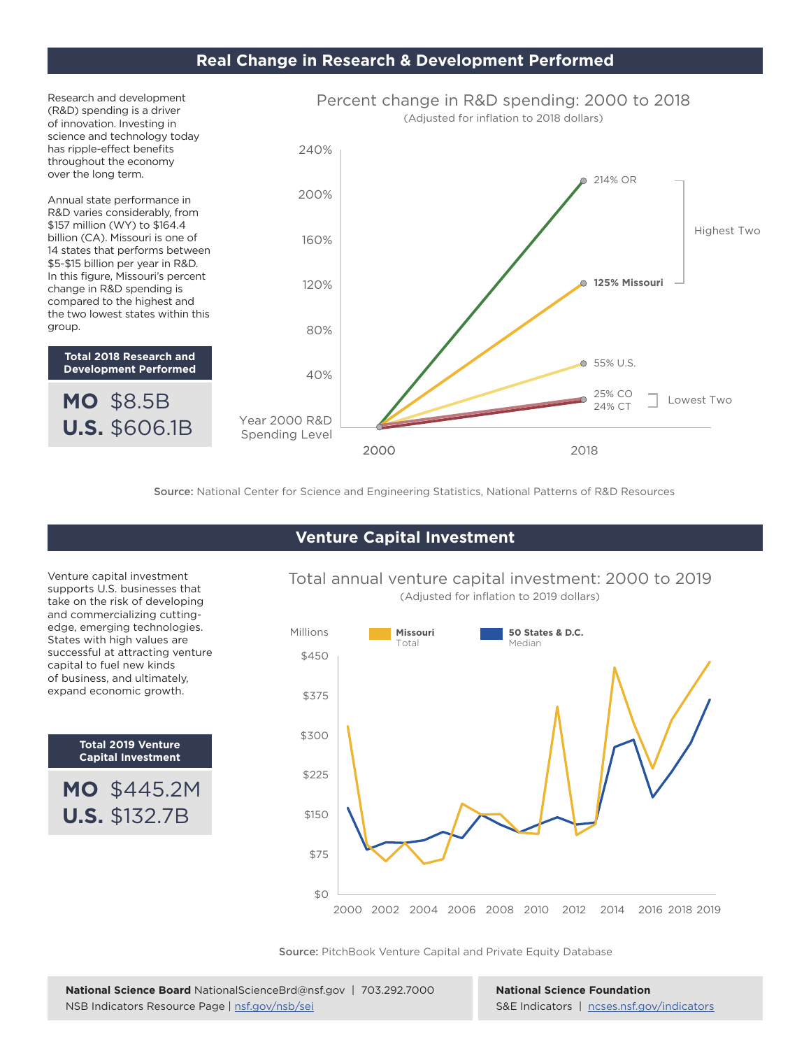## Real Change in Research & Development Performed

Research and development (R&D) spending is a driver of innovation. Investing in science and technology today has ripple-effect benefits throughout the economy over the long term.

Annual state performance in R&D varies considerably, from $157 million (WY) to $164.4 billion (CA). Missouri is one of 14 states that performs between $5-$15 billion per year in R&D. In this figure, Missouri's percent change in R&D spending is compared to the highest and the two lowest states within this group.

**Total 2018 Research and Development Performed**

**MO** $8.5B
**U.S.** $606.1B

Percent change in R&D spending: 2000 to 2018
(Adjusted for inflation to 2018 dollars)

240%
200%
160%
120%
80%
40%
Year 2000 R&D Spending Level

2000
2018

214% OR
**125% Missouri**
Highest Two
55% U.S.
25% CO
24% CT
Lowest Two

**Source:** National Center for Science and Engineering Statistics, National Patterns of R&D Resources

## Venture Capital Investment

Venture capital investment supports U.S. businesses that take on the risk of developing and commercializing cutting-edge, emerging technologies. States with high values are successful at attracting venture capital to fuel new kinds of business, and ultimately, expand economic growth.

**Total 2019 Venture Capital Investment**

**MO** $445.2M
**U.S.** $132.7B

Total annual venture capital investment: 2000 to 2019
(Adjusted for inflation to 2019 dollars)

Millions
**Missouri** Total
**50 States & D.C.** Median

$450
$375
$300
$225
$150
$75
$0

2000 2002 2004 2006 2008 2010 2012 2014 2016 2018 2019

**Source:** PitchBook Venture Capital and Private Equity Database

**National Science Board** NationalScienceBrd@nsf.gov | 703.292.7000
NSB Indicators Resource Page | nsf.gov/nsb/sei

**National Science Foundation**
S&E Indicators | ncses.nsf.gov/indicators